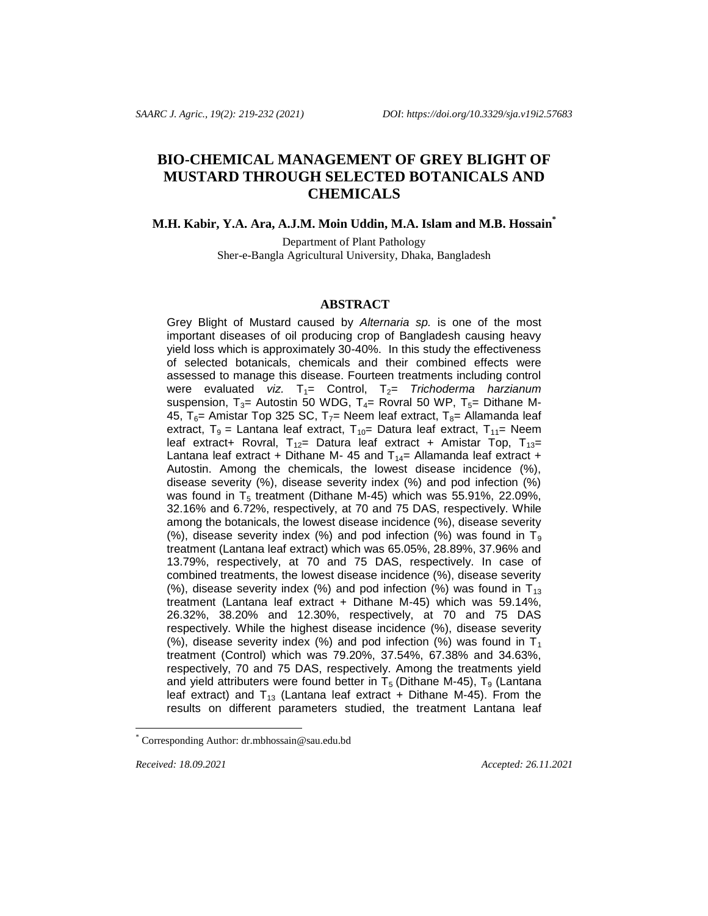# BIO-CHEMICAL MANAGEMENT OF GREY BLIGHT OF MUSTARD THROUGH SELECTED BOTANICALS AND CHEMICALS

**M.H. Kabir, Y.A. Ara, A.J.M. Moin Uddin, M.A. Islam and M.B. Hossain***

Department of Plant Pathology
Sher-e-Bangla Agricultural University, Dhaka, Bangladesh

## ABSTRACT

Grey Blight of Mustard caused by *Alternaria sp.* is one of the most important diseases of oil producing crop of Bangladesh causing heavy yield loss which is approximately 30-40%. In this study the effectiveness of selected botanicals, chemicals and their combined effects were assessed to manage this disease. Fourteen treatments including control were evaluated *viz.* $T_1$= Control, $T_2$= *Trichoderma harzianum* suspension, $T_3$= Autostin 50 WDG, $T_4$= Rovral 50 WP, $T_5$= Dithane M-45, $T_6$= Amistar Top 325 SC, $T_7$= Neem leaf extract, $T_8$= Allamanda leaf extract, $T_9$ = Lantana leaf extract, $T_{10}$= Datura leaf extract, $T_{11}$= Neem leaf extract+ Rovral, $T_{12}$= Datura leaf extract + Amistar Top, $T_{13}$= Lantana leaf extract + Dithane M- 45 and $T_{14}$= Allamanda leaf extract + Autostin. Among the chemicals, the lowest disease incidence (%), disease severity (%), disease severity index (%) and pod infection (%) was found in $T_5$ treatment (Dithane M-45) which was 55.91%, 22.09%, 32.16% and 6.72%, respectively, at 70 and 75 DAS, respectively. While among the botanicals, the lowest disease incidence (%), disease severity (%), disease severity index (%) and pod infection (%) was found in $T_9$ treatment (Lantana leaf extract) which was 65.05%, 28.89%, 37.96% and 13.79%, respectively, at 70 and 75 DAS, respectively. In case of combined treatments, the lowest disease incidence (%), disease severity (%), disease severity index (%) and pod infection (%) was found in $T_{13}$ treatment (Lantana leaf extract + Dithane M-45) which was 59.14%, 26.32%, 38.20% and 12.30%, respectively, at 70 and 75 DAS respectively. While the highest disease incidence (%), disease severity (%), disease severity index (%) and pod infection (%) was found in $T_1$ treatment (Control) which was 79.20%, 37.54%, 67.38% and 34.63%, respectively, 70 and 75 DAS, respectively. Among the treatments yield and yield attributers were found better in $T_5$ (Dithane M-45), $T_9$ (Lantana leaf extract) and $T_{13}$ (Lantana leaf extract + Dithane M-45). From the results on different parameters studied, the treatment Lantana leaf

---

* Corresponding Author: dr.mbhossain@sau.edu.bd

*Received: 18.09.2021* *Accepted: 26.11.2021*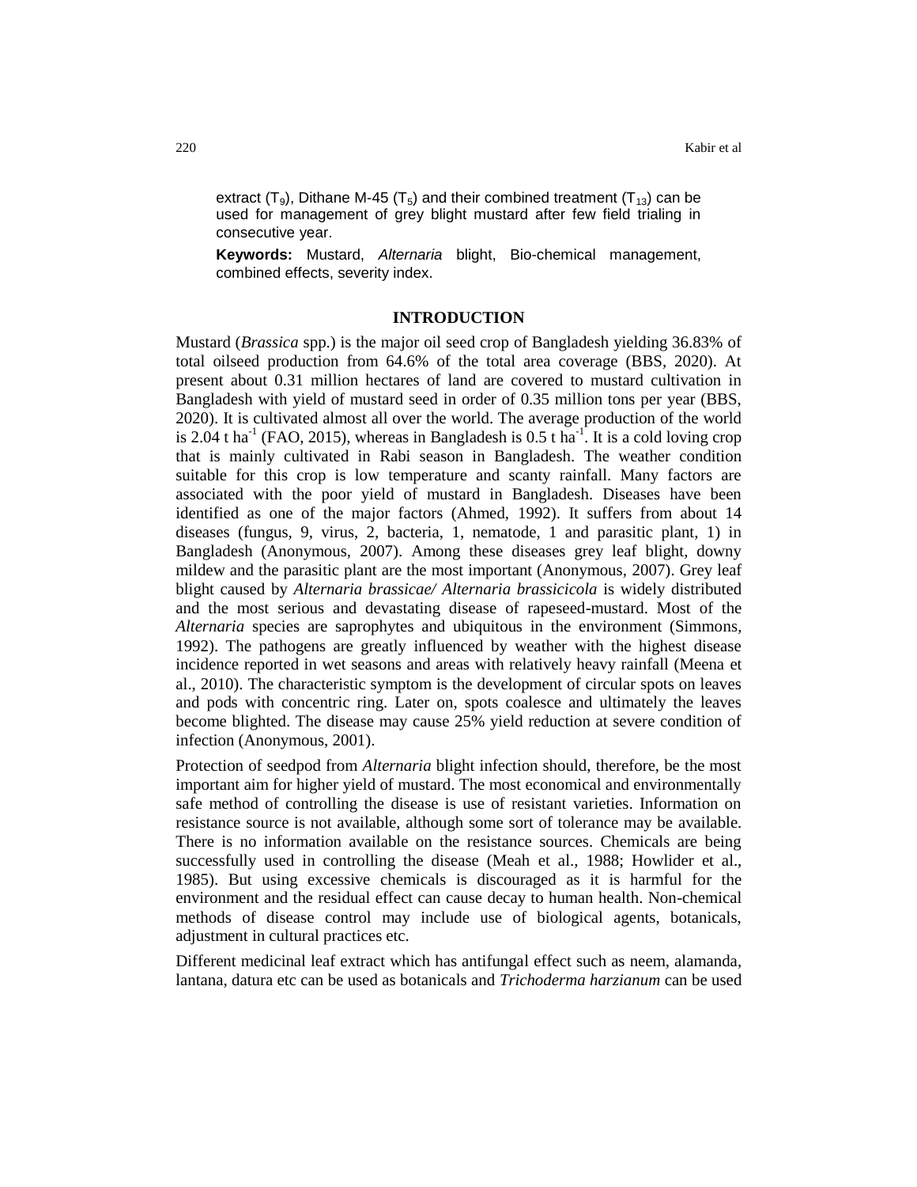extract ($T_9$), Dithane M-45 ($T_5$) and their combined treatment ($T_{13}$) can be used for management of grey blight mustard after few field trialing in consecutive year.

**Keywords:** Mustard, *Alternaria* blight, Bio-chemical management, combined effects, severity index.

## INTRODUCTION

Mustard (*Brassica* spp.) is the major oil seed crop of Bangladesh yielding 36.83% of total oilseed production from 64.6% of the total area coverage (BBS, 2020). At present about 0.31 million hectares of land are covered to mustard cultivation in Bangladesh with yield of mustard seed in order of 0.35 million tons per year (BBS, 2020). It is cultivated almost all over the world. The average production of the world is 2.04 t $ha^{-1}$ (FAO, 2015), whereas in Bangladesh is 0.5 t $ha^{-1}$. It is a cold loving crop that is mainly cultivated in Rabi season in Bangladesh. The weather condition suitable for this crop is low temperature and scanty rainfall. Many factors are associated with the poor yield of mustard in Bangladesh. Diseases have been identified as one of the major factors (Ahmed, 1992). It suffers from about 14 diseases (fungus, 9, virus, 2, bacteria, 1, nematode, 1 and parasitic plant, 1) in Bangladesh (Anonymous, 2007). Among these diseases grey leaf blight, downy mildew and the parasitic plant are the most important (Anonymous, 2007). Grey leaf blight caused by *Alternaria brassicae/ Alternaria brassicicola* is widely distributed and the most serious and devastating disease of rapeseed-mustard. Most of the *Alternaria* species are saprophytes and ubiquitous in the environment (Simmons, 1992). The pathogens are greatly influenced by weather with the highest disease incidence reported in wet seasons and areas with relatively heavy rainfall (Meena et al., 2010). The characteristic symptom is the development of circular spots on leaves and pods with concentric ring. Later on, spots coalesce and ultimately the leaves become blighted. The disease may cause 25% yield reduction at severe condition of infection (Anonymous, 2001).

Protection of seedpod from *Alternaria* blight infection should, therefore, be the most important aim for higher yield of mustard. The most economical and environmentally safe method of controlling the disease is use of resistant varieties. Information on resistance source is not available, although some sort of tolerance may be available. There is no information available on the resistance sources. Chemicals are being successfully used in controlling the disease (Meah et al., 1988; Howlider et al., 1985). But using excessive chemicals is discouraged as it is harmful for the environment and the residual effect can cause decay to human health. Non-chemical methods of disease control may include use of biological agents, botanicals, adjustment in cultural practices etc.

Different medicinal leaf extract which has antifungal effect such as neem, alamanda, lantana, datura etc can be used as botanicals and *Trichoderma harzianum* can be used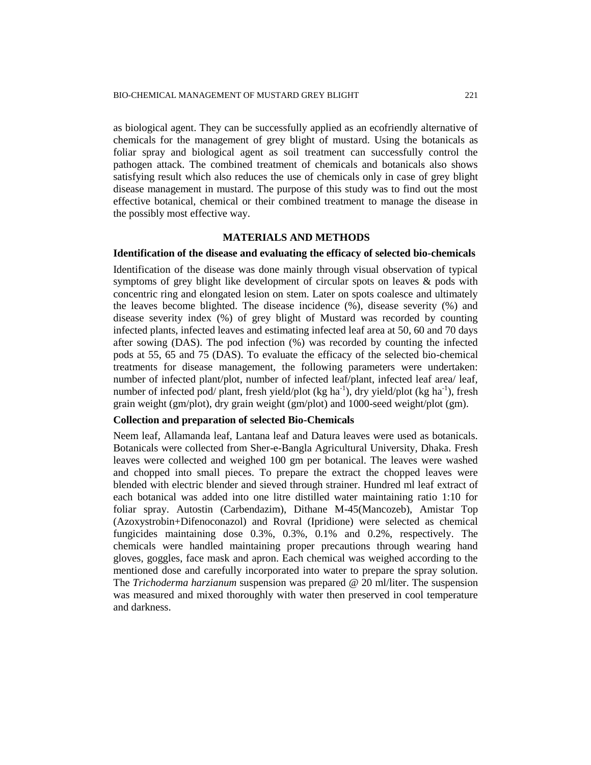as biological agent. They can be successfully applied as an ecofriendly alternative of chemicals for the management of grey blight of mustard. Using the botanicals as foliar spray and biological agent as soil treatment can successfully control the pathogen attack. The combined treatment of chemicals and botanicals also shows satisfying result which also reduces the use of chemicals only in case of grey blight disease management in mustard. The purpose of this study was to find out the most effective botanical, chemical or their combined treatment to manage the disease in the possibly most effective way.

## MATERIALS AND METHODS

### Identification of the disease and evaluating the efficacy of selected bio-chemicals

Identification of the disease was done mainly through visual observation of typical symptoms of grey blight like development of circular spots on leaves & pods with concentric ring and elongated lesion on stem. Later on spots coalesce and ultimately the leaves become blighted. The disease incidence (%), disease severity (%) and disease severity index (%) of grey blight of Mustard was recorded by counting infected plants, infected leaves and estimating infected leaf area at 50, 60 and 70 days after sowing (DAS). The pod infection (%) was recorded by counting the infected pods at 55, 65 and 75 (DAS). To evaluate the efficacy of the selected bio-chemical treatments for disease management, the following parameters were undertaken: number of infected plant/plot, number of infected leaf/plant, infected leaf area/ leaf, number of infected pod/ plant, fresh yield/plot (kg $ha^{-1}$), dry yield/plot (kg $ha^{-1}$), fresh grain weight (gm/plot), dry grain weight (gm/plot) and 1000-seed weight/plot (gm).

### Collection and preparation of selected Bio-Chemicals

Neem leaf, Allamanda leaf, Lantana leaf and Datura leaves were used as botanicals. Botanicals were collected from Sher-e-Bangla Agricultural University, Dhaka. Fresh leaves were collected and weighed 100 gm per botanical. The leaves were washed and chopped into small pieces. To prepare the extract the chopped leaves were blended with electric blender and sieved through strainer. Hundred ml leaf extract of each botanical was added into one litre distilled water maintaining ratio 1:10 for foliar spray. Autostin (Carbendazim), Dithane M-45(Mancozeb), Amistar Top (Azoxystrobin+Difenoconazol) and Rovral (Ipridione) were selected as chemical fungicides maintaining dose 0.3%, 0.3%, 0.1% and 0.2%, respectively. The chemicals were handled maintaining proper precautions through wearing hand gloves, goggles, face mask and apron. Each chemical was weighed according to the mentioned dose and carefully incorporated into water to prepare the spray solution. The *Trichoderma harzianum* suspension was prepared @ 20 ml/liter. The suspension was measured and mixed thoroughly with water then preserved in cool temperature and darkness.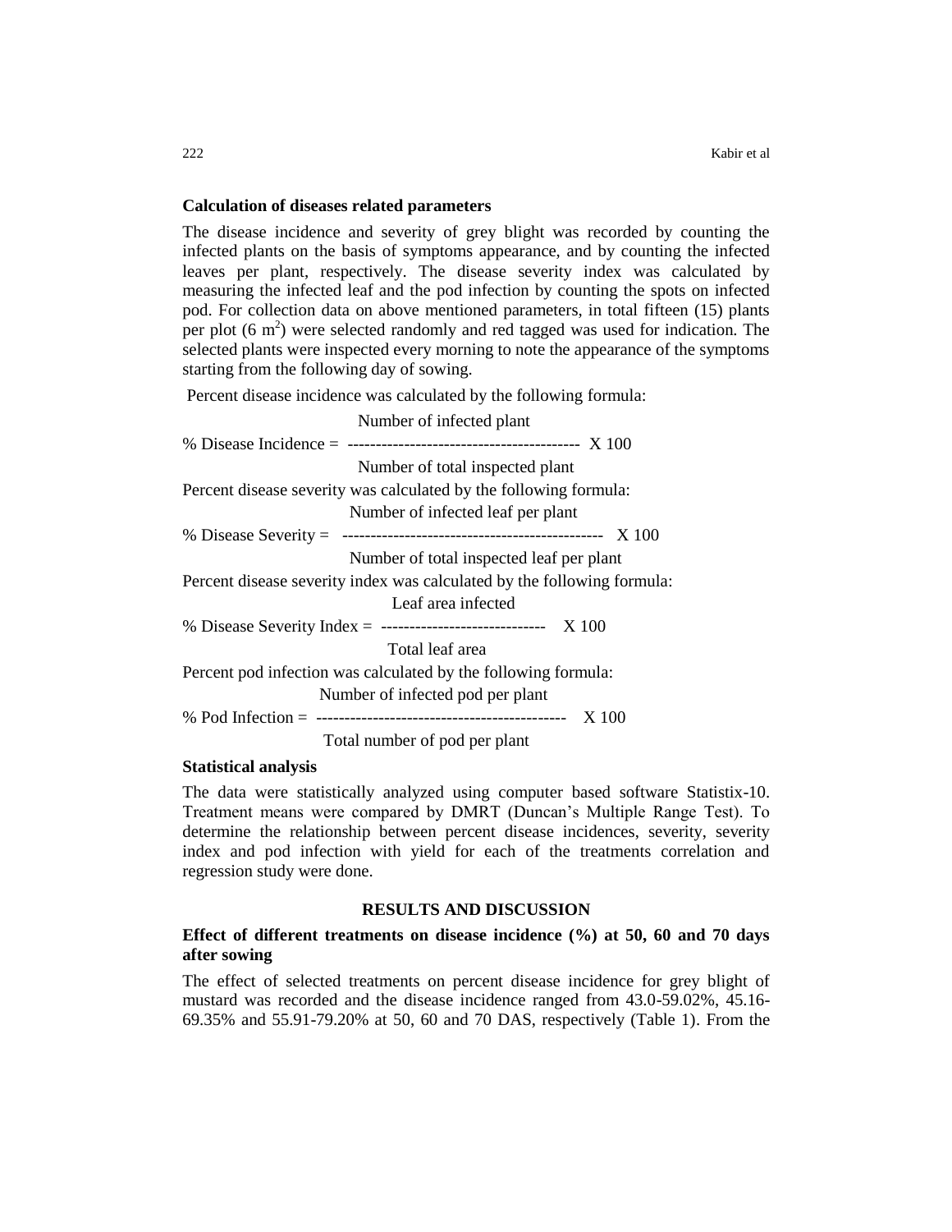### Calculation of diseases related parameters

The disease incidence and severity of grey blight was recorded by counting the infected plants on the basis of symptoms appearance, and by counting the infected leaves per plant, respectively. The disease severity index was calculated by measuring the infected leaf and the pod infection by counting the spots on infected pod. For collection data on above mentioned parameters, in total fifteen (15) plants per plot (6 $m^2$) were selected randomly and red tagged was used for indication. The selected plants were inspected every morning to note the appearance of the symptoms starting from the following day of sowing.

Percent disease incidence was calculated by the following formula:

$$\text{\% Disease Incidence} = \frac{\text{Number of infected plant}}{\text{Number of total inspected plant}} \times 100$$

Percent disease severity was calculated by the following formula:

$$\text{\% Disease Severity} = \frac{\text{Number of infected leaf per plant}}{\text{Number of total inspected leaf per plant}} \times 100$$

Percent disease severity index was calculated by the following formula:

$$\text{\% Disease Severity Index} = \frac{\text{Leaf area infected}}{\text{Total leaf area}} \times 100$$

Percent pod infection was calculated by the following formula:

$$\text{\% Pod Infection} = \frac{\text{Number of infected pod per plant}}{\text{Total number of pod per plant}} \times 100$$

### Statistical analysis

The data were statistically analyzed using computer based software Statistix-10. Treatment means were compared by DMRT (Duncan's Multiple Range Test). To determine the relationship between percent disease incidences, severity, severity index and pod infection with yield for each of the treatments correlation and regression study were done.

## RESULTS AND DISCUSSION

### Effect of different treatments on disease incidence (%) at 50, 60 and 70 days after sowing

The effect of selected treatments on percent disease incidence for grey blight of mustard was recorded and the disease incidence ranged from 43.0-59.02%, 45.16-69.35% and 55.91-79.20% at 50, 60 and 70 DAS, respectively (Table 1). From the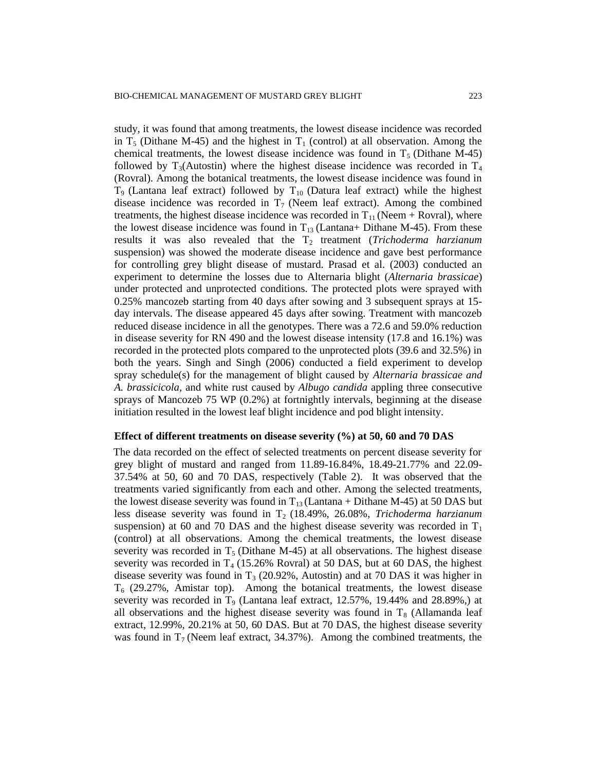study, it was found that among treatments, the lowest disease incidence was recorded in $T_5$ (Dithane M-45) and the highest in $T_1$ (control) at all observation. Among the chemical treatments, the lowest disease incidence was found in $T_5$ (Dithane M-45) followed by $T_3$(Autostin) where the highest disease incidence was recorded in $T_4$ (Rovral). Among the botanical treatments, the lowest disease incidence was found in $T_9$ (Lantana leaf extract) followed by $T_{10}$ (Datura leaf extract) while the highest disease incidence was recorded in $T_7$ (Neem leaf extract). Among the combined treatments, the highest disease incidence was recorded in $T_{11}$ (Neem + Rovral), where the lowest disease incidence was found in $T_{13}$ (Lantana+ Dithane M-45). From these results it was also revealed that the $T_2$ treatment (*Trichoderma harzianum* suspension) was showed the moderate disease incidence and gave best performance for controlling grey blight disease of mustard. Prasad et al. (2003) conducted an experiment to determine the losses due to Alternaria blight (*Alternaria brassicae*) under protected and unprotected conditions. The protected plots were sprayed with 0.25% mancozeb starting from 40 days after sowing and 3 subsequent sprays at 15-day intervals. The disease appeared 45 days after sowing. Treatment with mancozeb reduced disease incidence in all the genotypes. There was a 72.6 and 59.0% reduction in disease severity for RN 490 and the lowest disease intensity (17.8 and 16.1%) was recorded in the protected plots compared to the unprotected plots (39.6 and 32.5%) in both the years. Singh and Singh (2006) conducted a field experiment to develop spray schedule(s) for the management of blight caused by *Alternaria brassicae and A. brassicicola,* and white rust caused by *Albugo candida* appling three consecutive sprays of Mancozeb 75 WP (0.2%) at fortnightly intervals, beginning at the disease initiation resulted in the lowest leaf blight incidence and pod blight intensity.

**Effect of different treatments on disease severity (%) at 50, 60 and 70 DAS**

The data recorded on the effect of selected treatments on percent disease severity for grey blight of mustard and ranged from 11.89-16.84%, 18.49-21.77% and 22.09-37.54% at 50, 60 and 70 DAS, respectively (Table 2). It was observed that the treatments varied significantly from each and other. Among the selected treatments, the lowest disease severity was found in $T_{13}$ (Lantana + Dithane M-45) at 50 DAS but less disease severity was found in $T_2$ (18.49%, 26.08%, *Trichoderma harzianum* suspension) at 60 and 70 DAS and the highest disease severity was recorded in $T_1$ (control) at all observations. Among the chemical treatments, the lowest disease severity was recorded in $T_5$ (Dithane M-45) at all observations. The highest disease severity was recorded in $T_4$ (15.26% Rovral) at 50 DAS, but at 60 DAS, the highest disease severity was found in $T_3$ (20.92%, Autostin) and at 70 DAS it was higher in $T_6$ (29.27%, Amistar top). Among the botanical treatments, the lowest disease severity was recorded in $T_9$ (Lantana leaf extract, 12.57%, 19.44% and 28.89%,) at all observations and the highest disease severity was found in $T_8$ (Allamanda leaf extract, 12.99%, 20.21% at 50, 60 DAS. But at 70 DAS, the highest disease severity was found in $T_7$ (Neem leaf extract, 34.37%). Among the combined treatments, the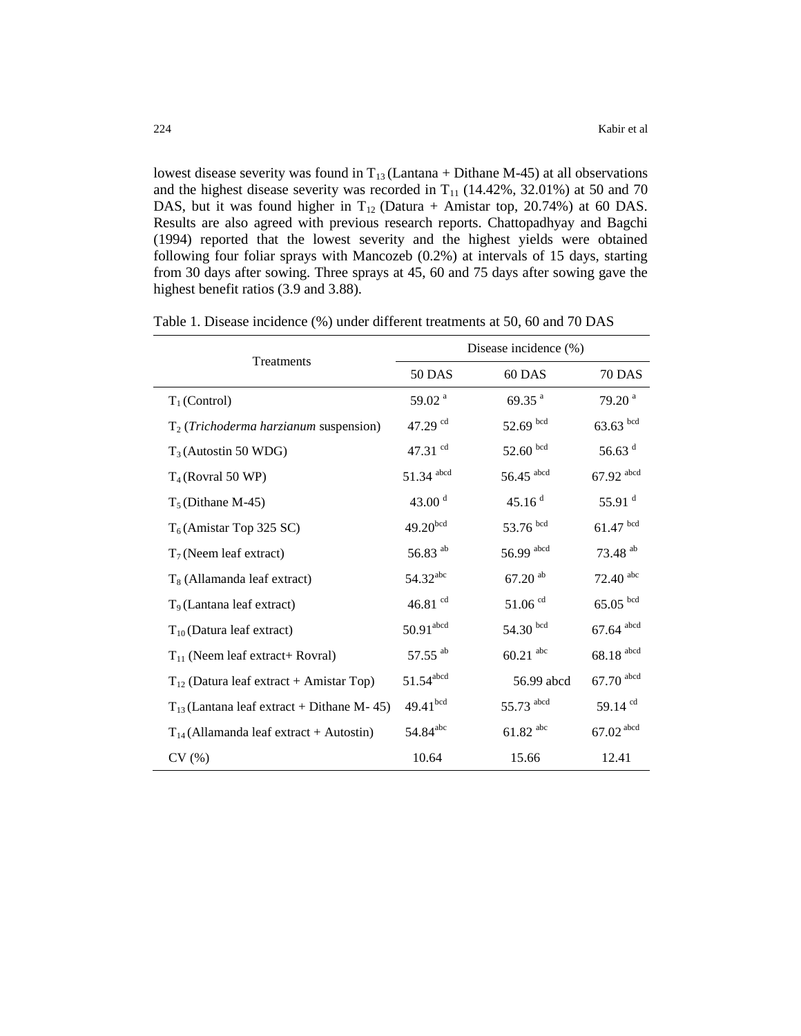lowest disease severity was found in $T_{13}$ (Lantana + Dithane M-45) at all observations and the highest disease severity was recorded in $T_{11}$ (14.42%, 32.01%) at 50 and 70 DAS, but it was found higher in $T_{12}$ (Datura + Amistar top, 20.74%) at 60 DAS. Results are also agreed with previous research reports. Chattopadhyay and Bagchi (1994) reported that the lowest severity and the highest yields were obtained following four foliar sprays with Mancozeb (0.2%) at intervals of 15 days, starting from 30 days after sowing. Three sprays at 45, 60 and 75 days after sowing gave the highest benefit ratios (3.9 and 3.88).

Table 1. Disease incidence (%) under different treatments at 50, 60 and 70 DAS

| Treatments | Disease incidence (%) | | |
|---|---|---|---|
| | 50 DAS | 60 DAS | 70 DAS |
| $T_1$ (Control) | 59.02 $^{a}$ | 69.35 $^{a}$ | 79.20 $^{a}$ |
| $T_2$ (*Trichoderma harzianum* suspension) | 47.29 $^{cd}$ | 52.69 $^{bcd}$ | 63.63 $^{bcd}$ |
| $T_3$ (Autostin 50 WDG) | 47.31 $^{cd}$ | 52.60 $^{bcd}$ | 56.63 $^{d}$ |
| $T_4$ (Rovral 50 WP) | 51.34 $^{abcd}$ | 56.45 $^{abcd}$ | 67.92 $^{abcd}$ |
| $T_5$ (Dithane M-45) | 43.00 $^{d}$ | 45.16 $^{d}$ | 55.91 $^{d}$ |
| $T_6$ (Amistar Top 325 SC) | 49.20$^{bcd}$ | 53.76 $^{bcd}$ | 61.47 $^{bcd}$ |
| $T_7$ (Neem leaf extract) | 56.83 $^{ab}$ | 56.99 $^{abcd}$ | 73.48 $^{ab}$ |
| $T_8$ (Allamanda leaf extract) | 54.32$^{abc}$ | 67.20 $^{ab}$ | 72.40 $^{abc}$ |
| $T_9$ (Lantana leaf extract) | 46.81 $^{cd}$ | 51.06 $^{cd}$ | 65.05 $^{bcd}$ |
| $T_{10}$ (Datura leaf extract) | 50.91$^{abcd}$ | 54.30 $^{bcd}$ | 67.64 $^{abcd}$ |
| $T_{11}$ (Neem leaf extract+ Rovral) | 57.55 $^{ab}$ | 60.21 $^{abc}$ | 68.18 $^{abcd}$ |
| $T_{12}$ (Datura leaf extract + Amistar Top) | 51.54$^{abcd}$ | 56.99 abcd | 67.70 $^{abcd}$ |
| $T_{13}$ (Lantana leaf extract + Dithane M- 45) | 49.41$^{bcd}$ | 55.73 $^{abcd}$ | 59.14 $^{cd}$ |
| $T_{14}$ (Allamanda leaf extract + Autostin) | 54.84$^{abc}$ | 61.82 $^{abc}$ | 67.02 $^{abcd}$ |
| CV (%) | 10.64 | 15.66 | 12.41 |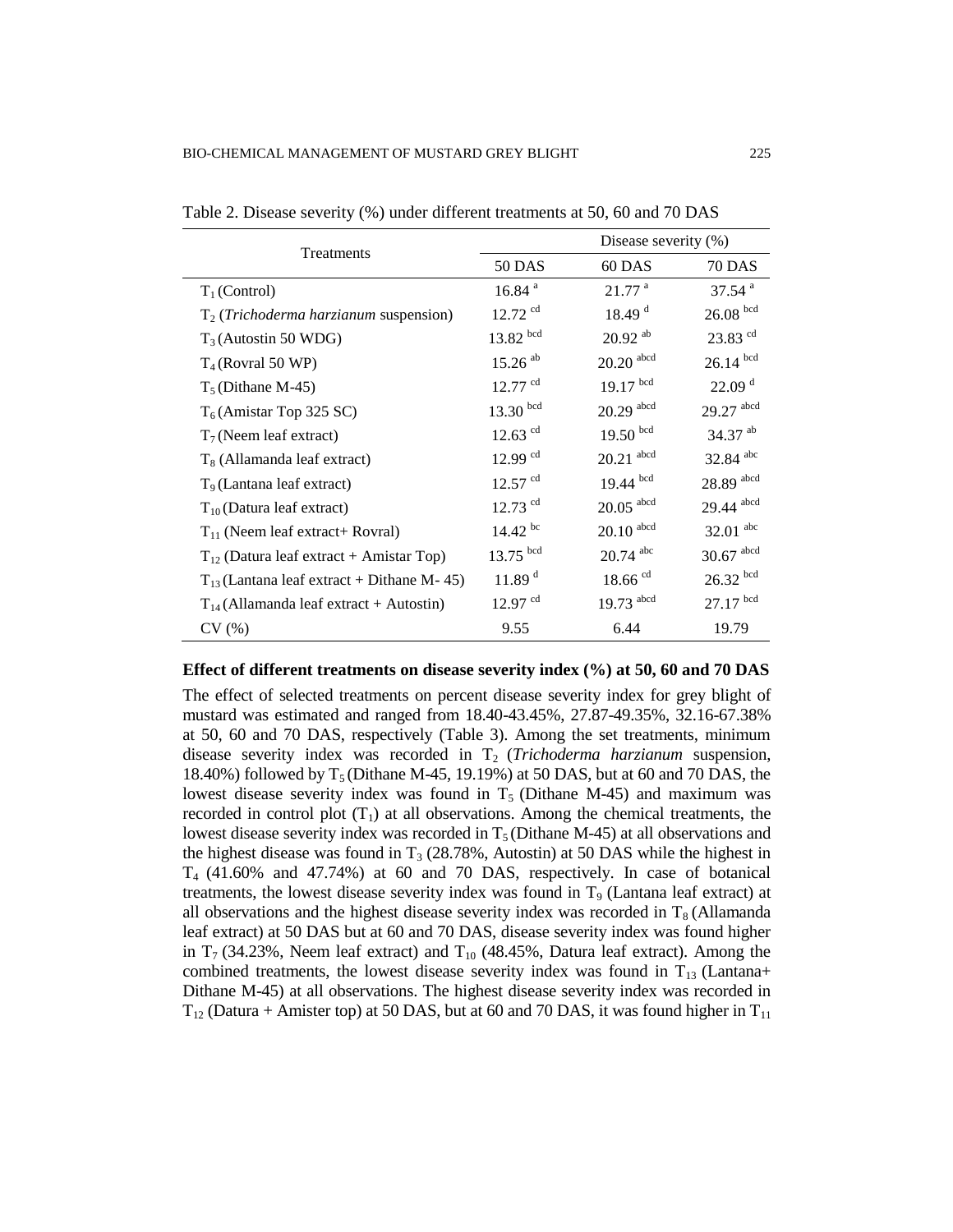Table 2. Disease severity (%) under different treatments at 50, 60 and 70 DAS

| Treatments | Disease severity (%) | | |
|---|---|---|---|
| | 50 DAS | 60 DAS | 70 DAS |
| $T_1$ (Control) | 16.84 [a] | 21.77 [a] | 37.54 [a] |
| $T_2$ (*Trichoderma harzianum* suspension) | 12.72 [cd] | 18.49 [d] | 26.08 [bcd] |
| $T_3$ (Autostin 50 WDG) | 13.82 [bcd] | 20.92 [ab] | 23.83 [cd] |
| $T_4$ (Rovral 50 WP) | 15.26 [ab] | 20.20 [abcd] | 26.14 [bcd] |
| $T_5$ (Dithane M-45) | 12.77 [cd] | 19.17 [bcd] | 22.09 [d] |
| $T_6$ (Amistar Top 325 SC) | 13.30 [bcd] | 20.29 [abcd] | 29.27 [abcd] |
| $T_7$ (Neem leaf extract) | 12.63 [cd] | 19.50 [bcd] | 34.37 [ab] |
| $T_8$ (Allamanda leaf extract) | 12.99 [cd] | 20.21 [abcd] | 32.84 [abc] |
| $T_9$ (Lantana leaf extract) | 12.57 [cd] | 19.44 [bcd] | 28.89 [abcd] |
| $T_{10}$ (Datura leaf extract) | 12.73 [cd] | 20.05 [abcd] | 29.44 [abcd] |
| $T_{11}$ (Neem leaf extract+ Rovral) | 14.42 [bc] | 20.10 [abcd] | 32.01 [abc] |
| $T_{12}$ (Datura leaf extract + Amistar Top) | 13.75 [bcd] | 20.74 [abc] | 30.67 [abcd] |
| $T_{13}$ (Lantana leaf extract + Dithane M- 45) | 11.89 [d] | 18.66 [cd] | 26.32 [bcd] |
| $T_{14}$ (Allamanda leaf extract + Autostin) | 12.97 [cd] | 19.73 [abcd] | 27.17 [bcd] |
| CV (%) | 9.55 | 6.44 | 19.79 |

**Effect of different treatments on disease severity index (%) at 50, 60 and 70 DAS**

The effect of selected treatments on percent disease severity index for grey blight of mustard was estimated and ranged from 18.40-43.45%, 27.87-49.35%, 32.16-67.38% at 50, 60 and 70 DAS, respectively (Table 3). Among the set treatments, minimum disease severity index was recorded in $T_2$ (*Trichoderma harzianum* suspension, 18.40%) followed by $T_5$ (Dithane M-45, 19.19%) at 50 DAS, but at 60 and 70 DAS, the lowest disease severity index was found in $T_5$ (Dithane M-45) and maximum was recorded in control plot ($T_1$) at all observations. Among the chemical treatments, the lowest disease severity index was recorded in $T_5$ (Dithane M-45) at all observations and the highest disease was found in $T_3$ (28.78%, Autostin) at 50 DAS while the highest in $T_4$ (41.60% and 47.74%) at 60 and 70 DAS, respectively. In case of botanical treatments, the lowest disease severity index was found in $T_9$ (Lantana leaf extract) at all observations and the highest disease severity index was recorded in $T_8$ (Allamanda leaf extract) at 50 DAS but at 60 and 70 DAS, disease severity index was found higher in $T_7$ (34.23%, Neem leaf extract) and $T_{10}$ (48.45%, Datura leaf extract). Among the combined treatments, the lowest disease severity index was found in $T_{13}$ (Lantana+ Dithane M-45) at all observations. The highest disease severity index was recorded in $T_{12}$ (Datura + Amister top) at 50 DAS, but at 60 and 70 DAS, it was found higher in $T_{11}$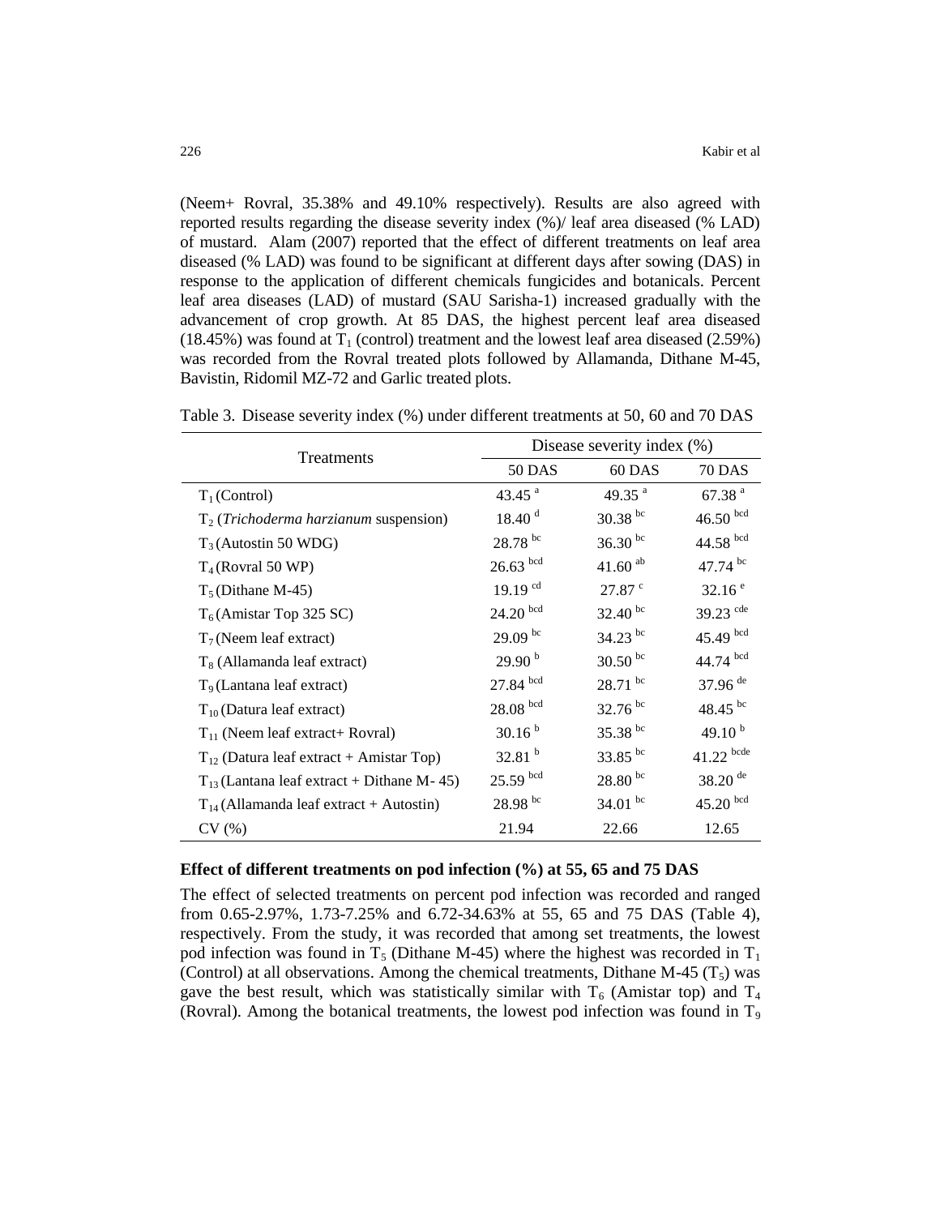(Neem+ Rovral, 35.38% and 49.10% respectively). Results are also agreed with reported results regarding the disease severity index (%)/ leaf area diseased (% LAD) of mustard. Alam (2007) reported that the effect of different treatments on leaf area diseased (% LAD) was found to be significant at different days after sowing (DAS) in response to the application of different chemicals fungicides and botanicals. Percent leaf area diseases (LAD) of mustard (SAU Sarisha-1) increased gradually with the advancement of crop growth. At 85 DAS, the highest percent leaf area diseased (18.45%) was found at $T_1$ (control) treatment and the lowest leaf area diseased (2.59%) was recorded from the Rovral treated plots followed by Allamanda, Dithane M-45, Bavistin, Ridomil MZ-72 and Garlic treated plots.

Table 3. Disease severity index (%) under different treatments at 50, 60 and 70 DAS

| Treatments | Disease severity index (%) | | |
|---|---|---|---|
| | 50 DAS | 60 DAS | 70 DAS |
| $T_1$ (Control) | 43.45 $^{a}$ | 49.35 $^{a}$ | 67.38 $^{a}$ |
| $T_2$ (*Trichoderma harzianum* suspension) | 18.40 $^{d}$ | 30.38 $^{bc}$ | 46.50 $^{bcd}$ |
| $T_3$ (Autostin 50 WDG) | 28.78 $^{bc}$ | 36.30 $^{bc}$ | 44.58 $^{bcd}$ |
| $T_4$ (Rovral 50 WP) | 26.63 $^{bcd}$ | 41.60 $^{ab}$ | 47.74 $^{bc}$ |
| $T_5$ (Dithane M-45) | 19.19 $^{cd}$ | 27.87 $^{c}$ | 32.16 $^{e}$ |
| $T_6$ (Amistar Top 325 SC) | 24.20 $^{bcd}$ | 32.40 $^{bc}$ | 39.23 $^{cde}$ |
| $T_7$ (Neem leaf extract) | 29.09 $^{bc}$ | 34.23 $^{bc}$ | 45.49 $^{bcd}$ |
| $T_8$ (Allamanda leaf extract) | 29.90 $^{b}$ | 30.50 $^{bc}$ | 44.74 $^{bcd}$ |
| $T_9$ (Lantana leaf extract) | 27.84 $^{bcd}$ | 28.71 $^{bc}$ | 37.96 $^{de}$ |
| $T_{10}$ (Datura leaf extract) | 28.08 $^{bcd}$ | 32.76 $^{bc}$ | 48.45 $^{bc}$ |
| $T_{11}$ (Neem leaf extract+ Rovral) | 30.16 $^{b}$ | 35.38 $^{bc}$ | 49.10 $^{b}$ |
| $T_{12}$ (Datura leaf extract + Amistar Top) | 32.81 $^{b}$ | 33.85 $^{bc}$ | 41.22 $^{bcde}$ |
| $T_{13}$ (Lantana leaf extract + Dithane M- 45) | 25.59 $^{bcd}$ | 28.80 $^{bc}$ | 38.20 $^{de}$ |
| $T_{14}$ (Allamanda leaf extract + Autostin) | 28.98 $^{bc}$ | 34.01 $^{bc}$ | 45.20 $^{bcd}$ |
| CV (%) | 21.94 | 22.66 | 12.65 |

**Effect of different treatments on pod infection (%) at 55, 65 and 75 DAS**

The effect of selected treatments on percent pod infection was recorded and ranged from 0.65-2.97%, 1.73-7.25% and 6.72-34.63% at 55, 65 and 75 DAS (Table 4), respectively. From the study, it was recorded that among set treatments, the lowest pod infection was found in $T_5$ (Dithane M-45) where the highest was recorded in $T_1$ (Control) at all observations. Among the chemical treatments, Dithane M-45 ($T_5$) was gave the best result, which was statistically similar with $T_6$ (Amistar top) and $T_4$ (Rovral). Among the botanical treatments, the lowest pod infection was found in $T_9$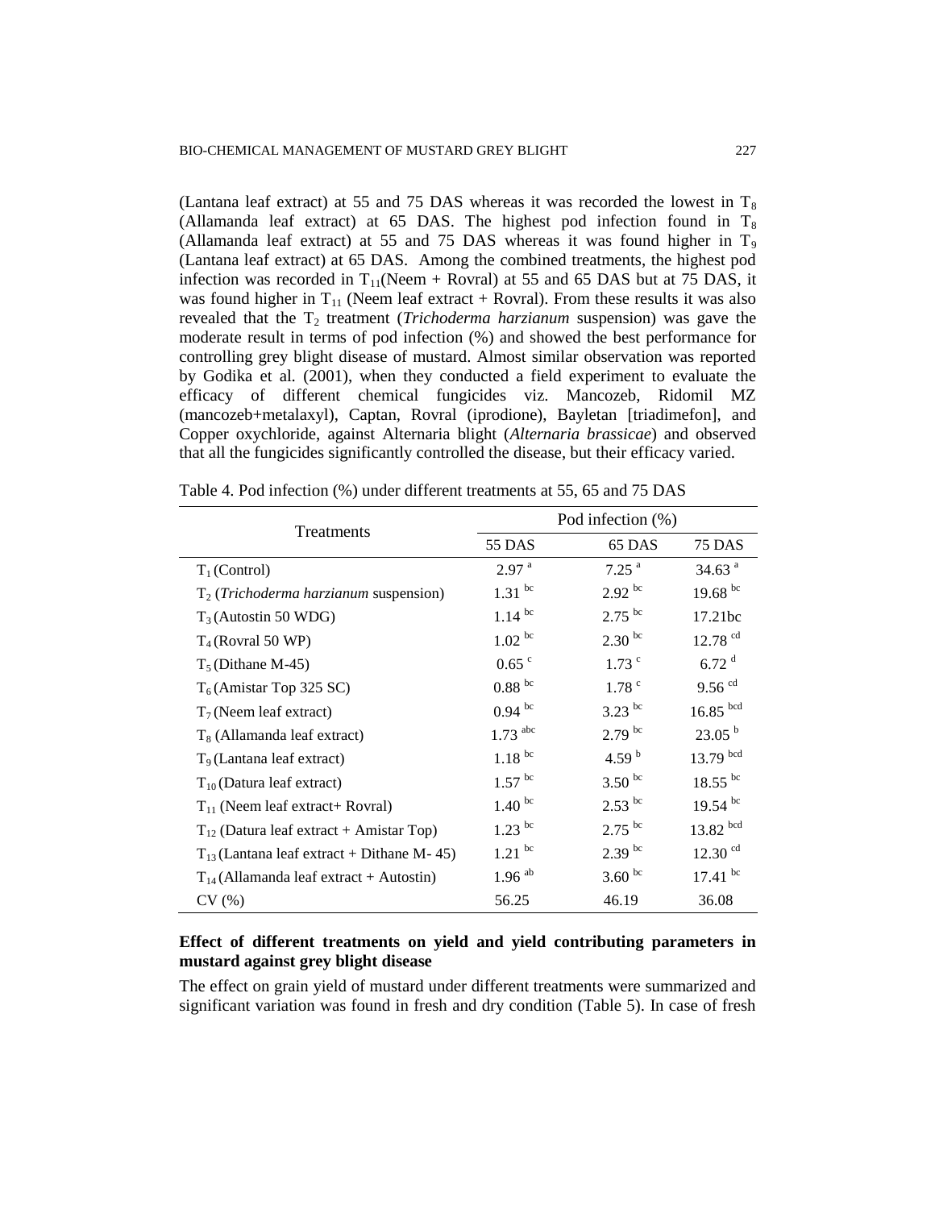(Lantana leaf extract) at 55 and 75 DAS whereas it was recorded the lowest in $T_8$ (Allamanda leaf extract) at 65 DAS. The highest pod infection found in $T_8$ (Allamanda leaf extract) at 55 and 75 DAS whereas it was found higher in $T_9$ (Lantana leaf extract) at 65 DAS. Among the combined treatments, the highest pod infection was recorded in $T_{11}$(Neem + Rovral) at 55 and 65 DAS but at 75 DAS, it was found higher in $T_{11}$ (Neem leaf extract + Rovral). From these results it was also revealed that the $T_2$ treatment (*Trichoderma harzianum* suspension) was gave the moderate result in terms of pod infection (%) and showed the best performance for controlling grey blight disease of mustard. Almost similar observation was reported by Godika et al. (2001), when they conducted a field experiment to evaluate the efficacy of different chemical fungicides viz. Mancozeb, Ridomil MZ (mancozeb+metalaxyl), Captan, Rovral (iprodione), Bayletan [triadimefon], and Copper oxychloride, against Alternaria blight (*Alternaria brassicae*) and observed that all the fungicides significantly controlled the disease, but their efficacy varied.

Table 4. Pod infection (%) under different treatments at 55, 65 and 75 DAS

| Treatments | Pod infection (%) | | |
|---|---|---|---|
| | 55 DAS | 65 DAS | 75 DAS |
| $T_1$ (Control) | 2.97 $^{a}$ | 7.25 $^{a}$ | 34.63 $^{a}$ |
| $T_2$ (*Trichoderma harzianum* suspension) | 1.31 $^{bc}$ | 2.92 $^{bc}$ | 19.68 $^{bc}$ |
| $T_3$ (Autostin 50 WDG) | 1.14 $^{bc}$ | 2.75 $^{bc}$ | 17.21bc |
| $T_4$ (Rovral 50 WP) | 1.02 $^{bc}$ | 2.30 $^{bc}$ | 12.78 $^{cd}$ |
| $T_5$ (Dithane M-45) | 0.65 $^{c}$ | 1.73 $^{c}$ | 6.72 $^{d}$ |
| $T_6$ (Amistar Top 325 SC) | 0.88 $^{bc}$ | 1.78 $^{c}$ | 9.56 $^{cd}$ |
| $T_7$ (Neem leaf extract) | 0.94 $^{bc}$ | 3.23 $^{bc}$ | 16.85 $^{bcd}$ |
| $T_8$ (Allamanda leaf extract) | 1.73 $^{abc}$ | 2.79 $^{bc}$ | 23.05 $^{b}$ |
| $T_9$ (Lantana leaf extract) | 1.18 $^{bc}$ | 4.59 $^{b}$ | 13.79 $^{bcd}$ |
| $T_{10}$ (Datura leaf extract) | 1.57 $^{bc}$ | 3.50 $^{bc}$ | 18.55 $^{bc}$ |
| $T_{11}$ (Neem leaf extract+ Rovral) | 1.40 $^{bc}$ | 2.53 $^{bc}$ | 19.54 $^{bc}$ |
| $T_{12}$ (Datura leaf extract + Amistar Top) | 1.23 $^{bc}$ | 2.75 $^{bc}$ | 13.82 $^{bcd}$ |
| $T_{13}$ (Lantana leaf extract + Dithane M- 45) | 1.21 $^{bc}$ | 2.39 $^{bc}$ | 12.30 $^{cd}$ |
| $T_{14}$ (Allamanda leaf extract + Autostin) | 1.96 $^{ab}$ | 3.60 $^{bc}$ | 17.41 $^{bc}$ |
| CV (%) | 56.25 | 46.19 | 36.08 |

**Effect of different treatments on yield and yield contributing parameters in mustard against grey blight disease**

The effect on grain yield of mustard under different treatments were summarized and significant variation was found in fresh and dry condition (Table 5). In case of fresh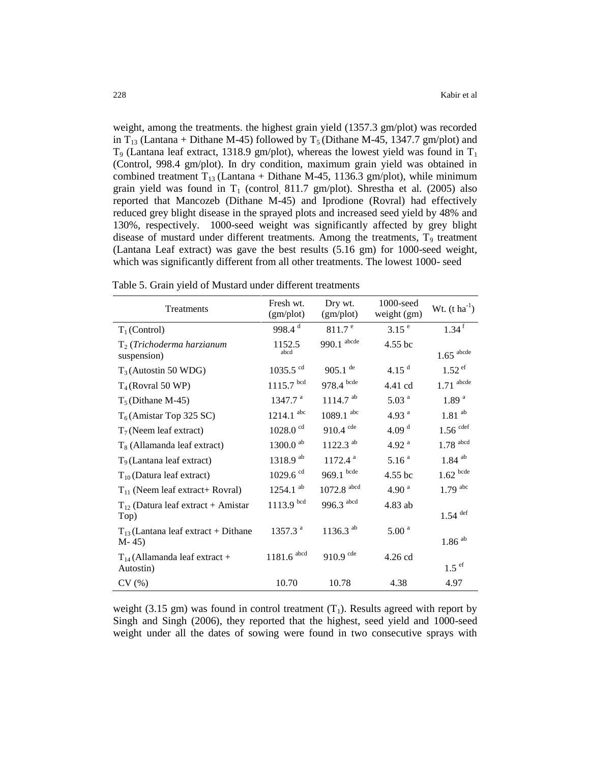weight, among the treatments. the highest grain yield (1357.3 gm/plot) was recorded in $T_{13}$ (Lantana + Dithane M-45) followed by $T_5$ (Dithane M-45, 1347.7 gm/plot) and $T_9$ (Lantana leaf extract, 1318.9 gm/plot), whereas the lowest yield was found in $T_1$ (Control, 998.4 gm/plot). In dry condition, maximum grain yield was obtained in combined treatment $T_{13}$ (Lantana + Dithane M-45, 1136.3 gm/plot), while minimum grain yield was found in $T_1$ (control, 811.7 gm/plot). Shrestha et al. (2005) also reported that Mancozeb (Dithane M-45) and Iprodione (Rovral) had effectively reduced grey blight disease in the sprayed plots and increased seed yield by 48% and 130%, respectively. 1000-seed weight was significantly affected by grey blight disease of mustard under different treatments. Among the treatments, $T_9$ treatment (Lantana Leaf extract) was gave the best results (5.16 gm) for 1000-seed weight, which was significantly different from all other treatments. The lowest 1000- seed weight (3.15 gm) was found in control treatment ($T_1$). Results agreed with report by Singh and Singh (2006), they reported that the highest, seed yield and 1000-seed weight under all the dates of sowing were found in two consecutive sprays with

Table 5. Grain yield of Mustard under different treatments

| Treatments | Fresh wt. (gm/plot) | Dry wt. (gm/plot) | 1000-seed weight (gm) | Wt. (t ha$^{-1}$) |
|---|---|---|---|---|
| $T_1$ (Control) | 998.4 $^{d}$ | 811.7 $^{e}$ | 3.15 $^{e}$ | 1.34 $^{f}$ |
| $T_2$ (*Trichoderma harzianum* suspension) | 1152.5 $^{abcd}$ | 990.1 $^{abcde}$ | 4.55 bc | 1.65 $^{abcde}$ |
| $T_3$ (Autostin 50 WDG) | 1035.5 $^{cd}$ | 905.1 $^{de}$ | 4.15 $^{d}$ | 1.52 $^{ef}$ |
| $T_4$ (Rovral 50 WP) | 1115.7 $^{bcd}$ | 978.4 $^{bcde}$ | 4.41 cd | 1.71 $^{abcde}$ |
| $T_5$ (Dithane M-45) | 1347.7 $^{a}$ | 1114.7 $^{ab}$ | 5.03 $^{a}$ | 1.89 $^{a}$ |
| $T_6$ (Amistar Top 325 SC) | 1214.1 $^{abc}$ | 1089.1 $^{abc}$ | 4.93 $^{a}$ | 1.81 $^{ab}$ |
| $T_7$ (Neem leaf extract) | 1028.0 $^{cd}$ | 910.4 $^{cde}$ | 4.09 $^{d}$ | 1.56 $^{cdef}$ |
| $T_8$ (Allamanda leaf extract) | 1300.0 $^{ab}$ | 1122.3 $^{ab}$ | 4.92 $^{a}$ | 1.78 $^{abcd}$ |
| $T_9$ (Lantana leaf extract) | 1318.9 $^{ab}$ | 1172.4 $^{a}$ | 5.16 $^{a}$ | 1.84 $^{ab}$ |
| $T_{10}$ (Datura leaf extract) | 1029.6 $^{cd}$ | 969.1 $^{bcde}$ | 4.55 bc | 1.62 $^{bcde}$ |
| $T_{11}$ (Neem leaf extract+ Rovral) | 1254.1 $^{ab}$ | 1072.8 $^{abcd}$ | 4.90 $^{a}$ | 1.79 $^{abc}$ |
| $T_{12}$ (Datura leaf extract + Amistar Top) | 1113.9 $^{bcd}$ | 996.3 $^{abcd}$ | 4.83 ab | 1.54 $^{def}$ |
| $T_{13}$ (Lantana leaf extract + Dithane M- 45) | 1357.3 $^{a}$ | 1136.3 $^{ab}$ | 5.00 $^{a}$ | 1.86 $^{ab}$ |
| $T_{14}$ (Allamanda leaf extract + Autostin) | 1181.6 $^{abcd}$ | 910.9 $^{cde}$ | 4.26 cd | 1.5 $^{ef}$ |
| CV (%) | 10.70 | 10.78 | 4.38 | 4.97 |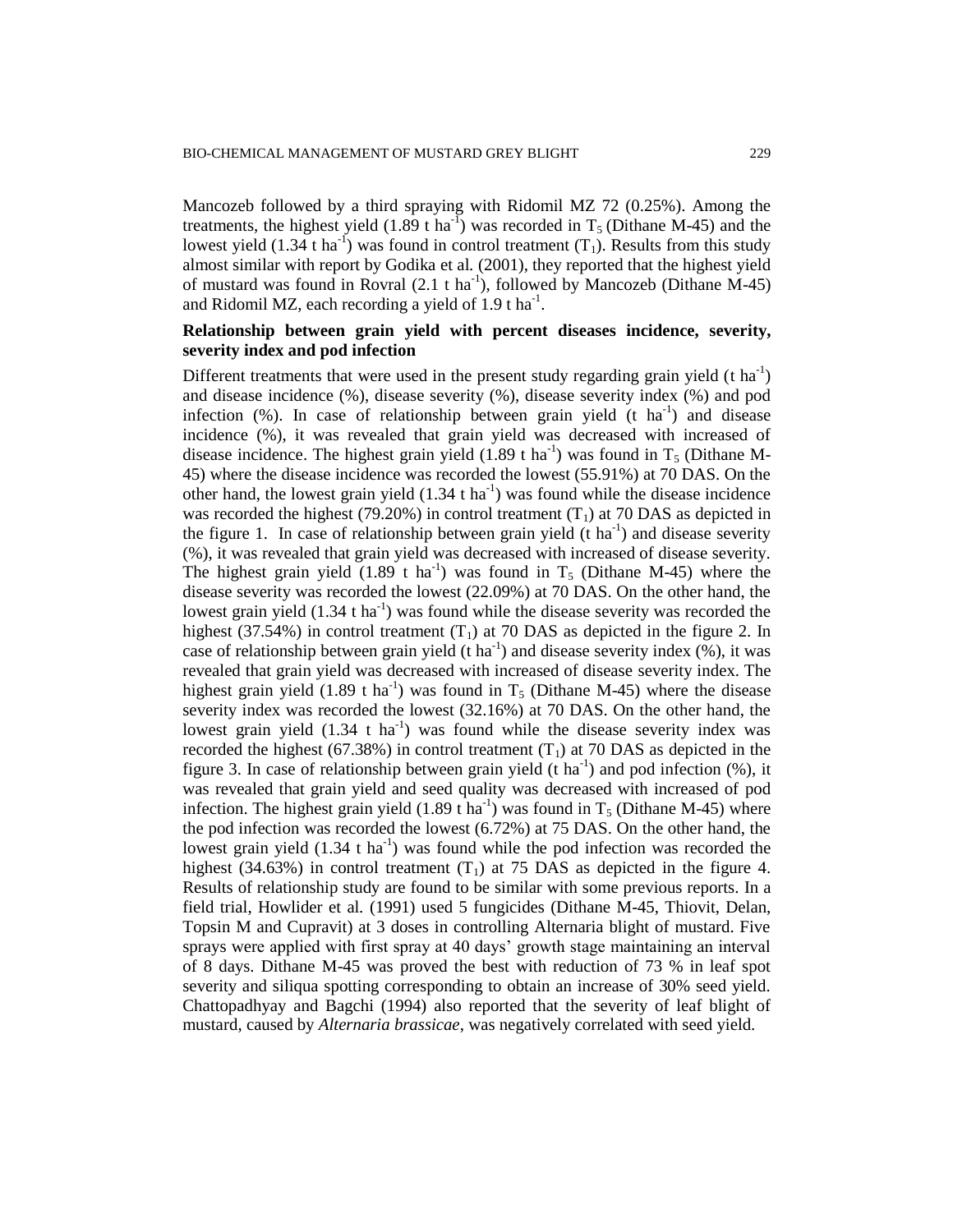Mancozeb followed by a third spraying with Ridomil MZ 72 (0.25%). Among the treatments, the highest yield (1.89 t $ha^{-1}$) was recorded in $T_5$ (Dithane M-45) and the lowest yield (1.34 t $ha^{-1}$) was found in control treatment ($T_1$). Results from this study almost similar with report by Godika et al. (2001), they reported that the highest yield of mustard was found in Rovral (2.1 t $ha^{-1}$), followed by Mancozeb (Dithane M-45) and Ridomil MZ, each recording a yield of 1.9 t $ha^{-1}$.

**Relationship between grain yield with percent diseases incidence, severity, severity index and pod infection**

Different treatments that were used in the present study regarding grain yield (t $ha^{-1}$) and disease incidence (%), disease severity (%), disease severity index (%) and pod infection (%). In case of relationship between grain yield (t $ha^{-1}$) and disease incidence (%), it was revealed that grain yield was decreased with increased of disease incidence. The highest grain yield (1.89 t $ha^{-1}$) was found in $T_5$ (Dithane M-45) where the disease incidence was recorded the lowest (55.91%) at 70 DAS. On the other hand, the lowest grain yield (1.34 t $ha^{-1}$) was found while the disease incidence was recorded the highest (79.20%) in control treatment ($T_1$) at 70 DAS as depicted in the figure 1. In case of relationship between grain yield (t $ha^{-1}$) and disease severity (%), it was revealed that grain yield was decreased with increased of disease severity. The highest grain yield (1.89 t $ha^{-1}$) was found in $T_5$ (Dithane M-45) where the disease severity was recorded the lowest (22.09%) at 70 DAS. On the other hand, the lowest grain yield (1.34 t $ha^{-1}$) was found while the disease severity was recorded the highest (37.54%) in control treatment ($T_1$) at 70 DAS as depicted in the figure 2. In case of relationship between grain yield (t $ha^{-1}$) and disease severity index (%), it was revealed that grain yield was decreased with increased of disease severity index. The highest grain yield (1.89 t $ha^{-1}$) was found in $T_5$ (Dithane M-45) where the disease severity index was recorded the lowest (32.16%) at 70 DAS. On the other hand, the lowest grain yield (1.34 t $ha^{-1}$) was found while the disease severity index was recorded the highest (67.38%) in control treatment ($T_1$) at 70 DAS as depicted in the figure 3. In case of relationship between grain yield (t $ha^{-1}$) and pod infection (%), it was revealed that grain yield and seed quality was decreased with increased of pod infection. The highest grain yield (1.89 t $ha^{-1}$) was found in $T_5$ (Dithane M-45) where the pod infection was recorded the lowest (6.72%) at 75 DAS. On the other hand, the lowest grain yield (1.34 t $ha^{-1}$) was found while the pod infection was recorded the highest (34.63%) in control treatment ($T_1$) at 75 DAS as depicted in the figure 4. Results of relationship study are found to be similar with some previous reports. In a field trial, Howlider et al. (1991) used 5 fungicides (Dithane M-45, Thiovit, Delan, Topsin M and Cupravit) at 3 doses in controlling Alternaria blight of mustard. Five sprays were applied with first spray at 40 days' growth stage maintaining an interval of 8 days. Dithane M-45 was proved the best with reduction of 73 % in leaf spot severity and siliqua spotting corresponding to obtain an increase of 30% seed yield. Chattopadhyay and Bagchi (1994) also reported that the severity of leaf blight of mustard, caused by *Alternaria brassicae*, was negatively correlated with seed yield.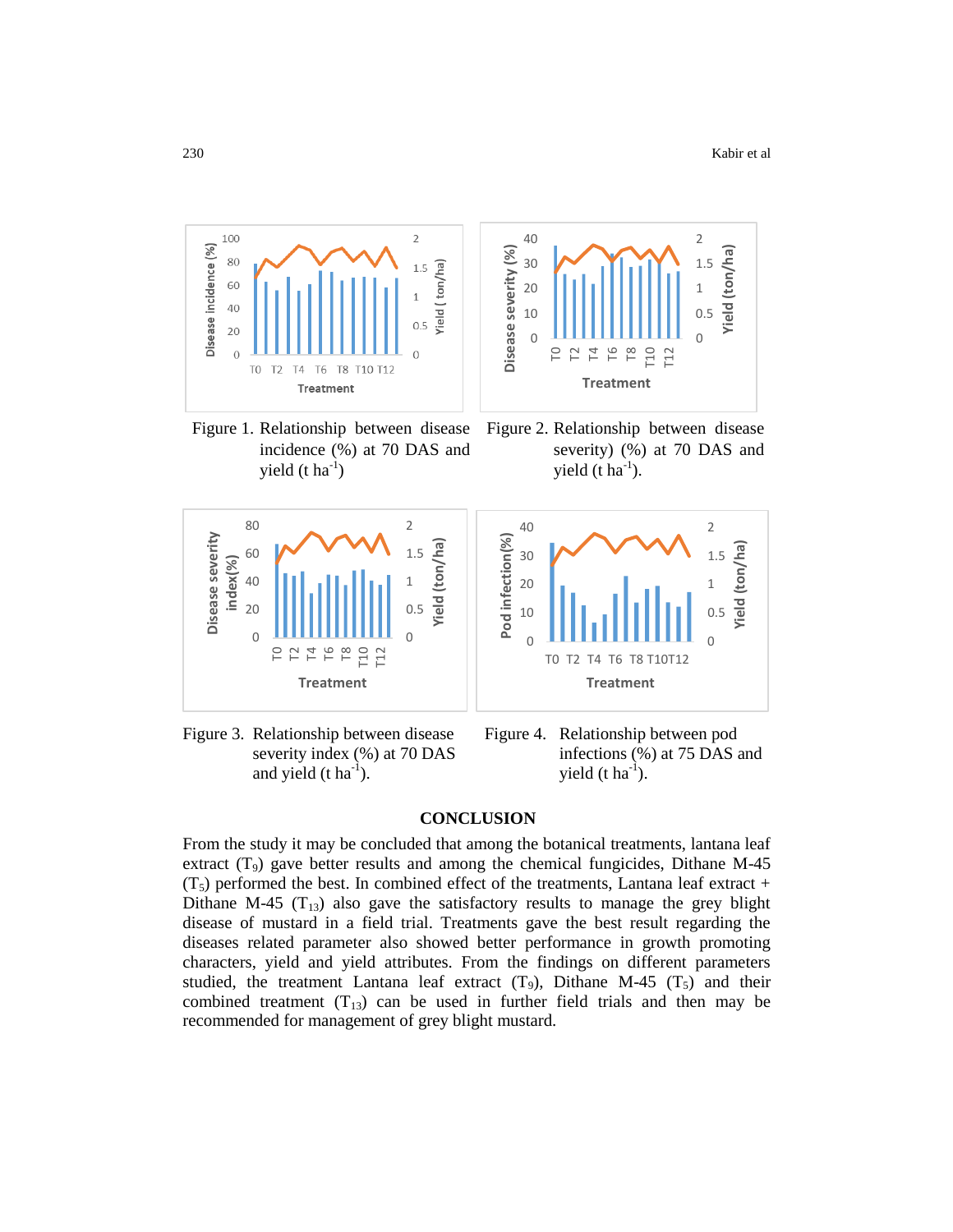Figure 1. Relationship between disease incidence (%) at 70 DAS and yield (t ha$^{-1}$)

Figure 2. Relationship between disease severity) (%) at 70 DAS and yield (t ha$^{-1}$).

Figure 3. Relationship between disease severity index (%) at 70 DAS and yield (t ha$^{-1}$).

Figure 4. Relationship between pod infections (%) at 75 DAS and yield (t ha$^{-1}$).

## CONCLUSION

From the study it may be concluded that among the botanical treatments, lantana leaf extract ($T_9$) gave better results and among the chemical fungicides, Dithane M-45 ($T_5$) performed the best. In combined effect of the treatments, Lantana leaf extract + Dithane M-45 ($T_{13}$) also gave the satisfactory results to manage the grey blight disease of mustard in a field trial. Treatments gave the best result regarding the diseases related parameter also showed better performance in growth promoting characters, yield and yield attributes. From the findings on different parameters studied, the treatment Lantana leaf extract ($T_9$), Dithane M-45 ($T_5$) and their combined treatment ($T_{13}$) can be used in further field trials and then may be recommended for management of grey blight mustard.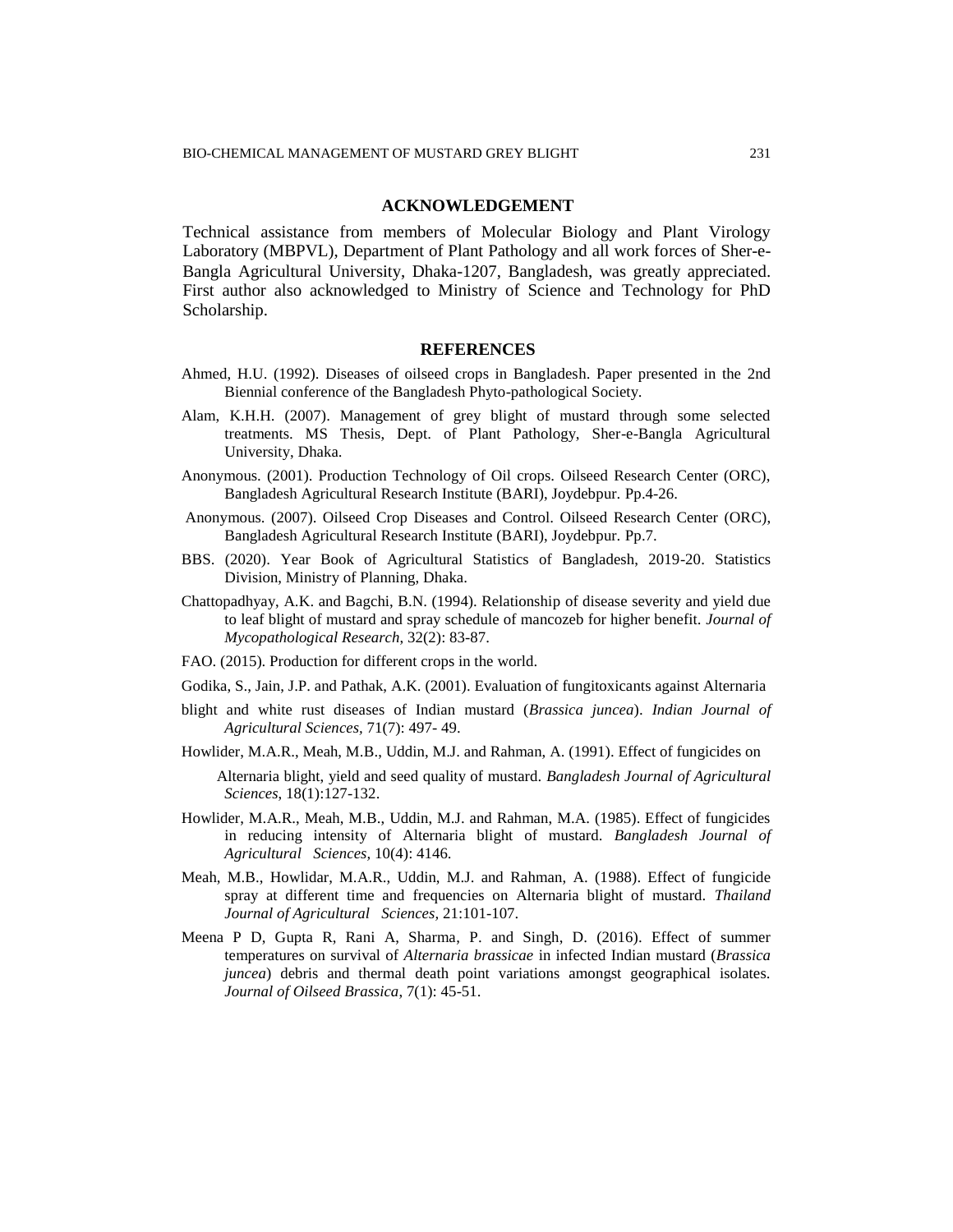## ACKNOWLEDGEMENT

Technical assistance from members of Molecular Biology and Plant Virology Laboratory (MBPVL), Department of Plant Pathology and all work forces of Sher-e-Bangla Agricultural University, Dhaka-1207, Bangladesh, was greatly appreciated. First author also acknowledged to Ministry of Science and Technology for PhD Scholarship.

## REFERENCES

Ahmed, H.U. (1992). Diseases of oilseed crops in Bangladesh. Paper presented in the 2nd Biennial conference of the Bangladesh Phyto-pathological Society.

Alam, K.H.H. (2007). Management of grey blight of mustard through some selected treatments. MS Thesis, Dept. of Plant Pathology, Sher-e-Bangla Agricultural University, Dhaka.

Anonymous. (2001). Production Technology of Oil crops. Oilseed Research Center (ORC), Bangladesh Agricultural Research Institute (BARI), Joydebpur. Pp.4-26.

Anonymous. (2007). Oilseed Crop Diseases and Control. Oilseed Research Center (ORC), Bangladesh Agricultural Research Institute (BARI), Joydebpur. Pp.7.

BBS. (2020). Year Book of Agricultural Statistics of Bangladesh, 2019-20. Statistics Division, Ministry of Planning, Dhaka.

Chattopadhyay, A.K. and Bagchi, B.N. (1994). Relationship of disease severity and yield due to leaf blight of mustard and spray schedule of mancozeb for higher benefit. *Journal of Mycopathological Research*, 32(2): 83-87.

FAO. (2015). Production for different crops in the world.

Godika, S., Jain, J.P. and Pathak, A.K. (2001). Evaluation of fungitoxicants against Alternaria blight and white rust diseases of Indian mustard (*Brassica juncea*). *Indian Journal of Agricultural Sciences,* 71(7): 497- 49.

Howlider, M.A.R., Meah, M.B., Uddin, M.J. and Rahman, A. (1991). Effect of fungicides on Alternaria blight, yield and seed quality of mustard. *Bangladesh Journal of Agricultural Sciences,* 18(1):127-132.

Howlider, M.A.R., Meah, M.B., Uddin, M.J. and Rahman, M.A. (1985). Effect of fungicides in reducing intensity of Alternaria blight of mustard. *Bangladesh Journal of Agricultural Sciences,* 10(4): 4146.

Meah, M.B., Howlidar, M.A.R., Uddin, M.J. and Rahman, A. (1988). Effect of fungicide spray at different time and frequencies on Alternaria blight of mustard. *Thailand Journal of Agricultural Sciences,* 21:101-107.

Meena P D, Gupta R, Rani A, Sharma, P. and Singh, D. (2016). Effect of summer temperatures on survival of *Alternaria brassicae* in infected Indian mustard (*Brassica juncea*) debris and thermal death point variations amongst geographical isolates. *Journal of Oilseed Brassica*, 7(1): 45-51.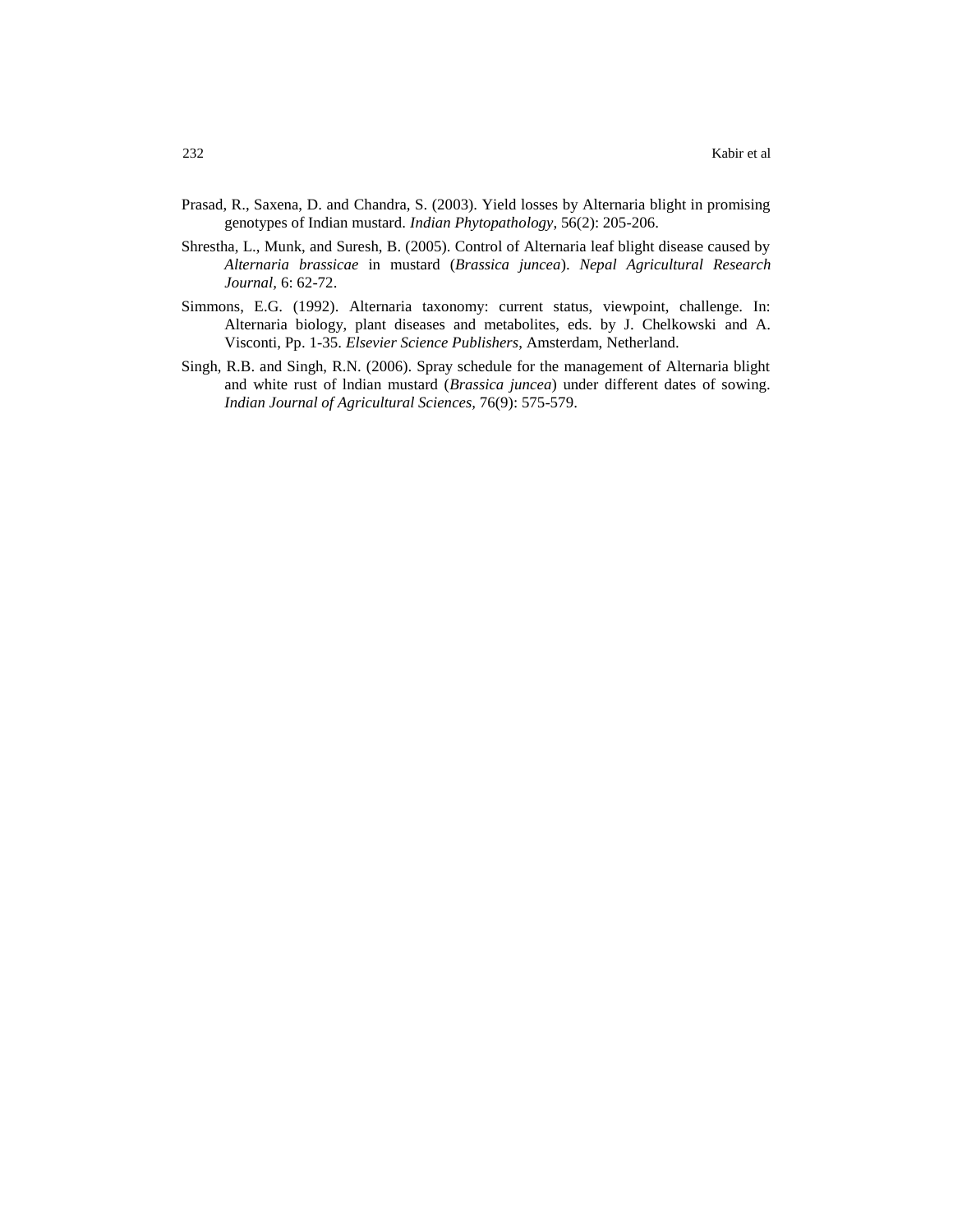Prasad, R., Saxena, D. and Chandra, S. (2003). Yield losses by Alternaria blight in promising genotypes of Indian mustard. *Indian Phytopathology*, 56(2): 205-206.

Shrestha, L., Munk, and Suresh, B. (2005). Control of Alternaria leaf blight disease caused by *Alternaria brassicae* in mustard (*Brassica juncea*). *Nepal Agricultural Research Journal*, 6: 62-72.

Simmons, E.G. (1992). Alternaria taxonomy: current status, viewpoint, challenge. In: Alternaria biology, plant diseases and metabolites, eds. by J. Chelkowski and A. Visconti, Pp. 1-35. *Elsevier Science Publishers*, Amsterdam, Netherland.

Singh, R.B. and Singh, R.N. (2006). Spray schedule for the management of Alternaria blight and white rust of lndian mustard (*Brassica juncea*) under different dates of sowing. *Indian Journal of Agricultural Sciences,* 76(9): 575-579.